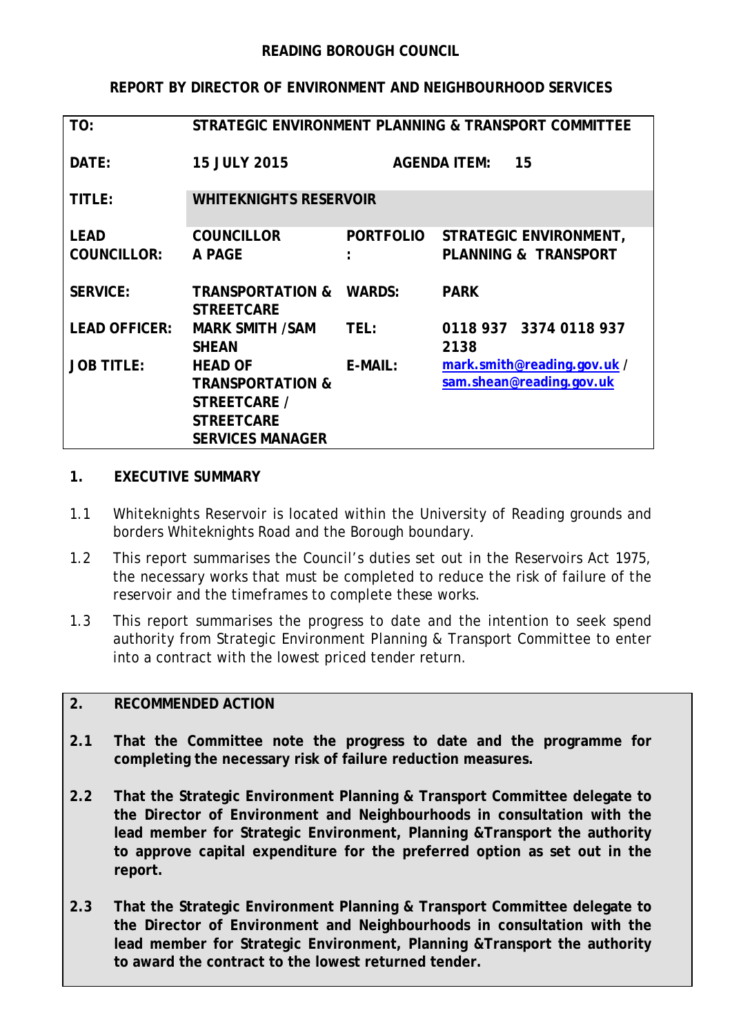**READING BOROUGH COUNCIL**

**REPORT BY DIRECTOR OF ENVIRONMENT AND NEIGHBOURHOOD SERVICES**

| | | | |
|---|---|---|---|
| **TO:** | **STRATEGIC ENVIRONMENT PLANNING & TRANSPORT COMMITTEE** | | |
| **DATE:** | **15 JULY 2015** | **AGENDA ITEM:** | **15** |
| **TITLE:** | **WHITEKNIGHTS RESERVOIR** | | |
| **LEAD COUNCILLOR:** | **COUNCILLOR A PAGE** | **PORTFOLIO:** | **STRATEGIC ENVIRONMENT, PLANNING & TRANSPORT** |
| **SERVICE:** | **TRANSPORTATION & STREETCARE** | **WARDS:** | **PARK** |
| **LEAD OFFICER:** | **MARK SMITH /SAM SHEAN** | **TEL:** | **0118 937 3374 0118 937 2138** |
| **JOB TITLE:** | **HEAD OF TRANSPORTATION & STREETCARE / STREETCARE SERVICES MANAGER** | **E-MAIL:** | **mark.smith@reading.gov.uk / sam.shean@reading.gov.uk** |

## 1. EXECUTIVE SUMMARY

1.1 Whiteknights Reservoir is located within the University of Reading grounds and borders Whiteknights Road and the Borough boundary.

1.2 This report summarises the Council's duties set out in the Reservoirs Act 1975, the necessary works that must be completed to reduce the risk of failure of the reservoir and the timeframes to complete these works.

1.3 This report summarises the progress to date and the intention to seek spend authority from Strategic Environment Planning & Transport Committee to enter into a contract with the lowest priced tender return.

## 2. RECOMMENDED ACTION

**2.1 That the Committee note the progress to date and the programme for completing the necessary risk of failure reduction measures.**

**2.2 That the Strategic Environment Planning & Transport Committee delegate to the Director of Environment and Neighbourhoods in consultation with the lead member for Strategic Environment, Planning &Transport the authority to approve capital expenditure for the preferred option as set out in the report.**

**2.3 That the Strategic Environment Planning & Transport Committee delegate to the Director of Environment and Neighbourhoods in consultation with the lead member for Strategic Environment, Planning &Transport the authority to award the contract to the lowest returned tender.**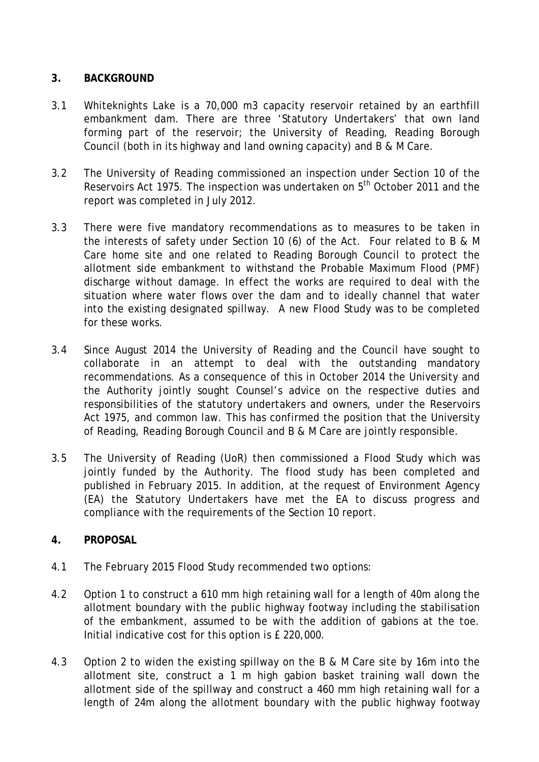## 3. BACKGROUND

3.1 Whiteknights Lake is a 70,000 m3 capacity reservoir retained by an earthfill embankment dam. There are three 'Statutory Undertakers' that own land forming part of the reservoir; the University of Reading, Reading Borough Council (both in its highway and land owning capacity) and B & M Care.

3.2 The University of Reading commissioned an inspection under Section 10 of the Reservoirs Act 1975. The inspection was undertaken on 5th October 2011 and the report was completed in July 2012.

3.3 There were five mandatory recommendations as to measures to be taken in the interests of safety under Section 10 (6) of the Act. Four related to B & M Care home site and one related to Reading Borough Council to protect the allotment side embankment to withstand the Probable Maximum Flood (PMF) discharge without damage. In effect the works are required to deal with the situation where water flows over the dam and to ideally channel that water into the existing designated spillway. A new Flood Study was to be completed for these works.

3.4 Since August 2014 the University of Reading and the Council have sought to collaborate in an attempt to deal with the outstanding mandatory recommendations. As a consequence of this in October 2014 the University and the Authority jointly sought Counsel's advice on the respective duties and responsibilities of the statutory undertakers and owners, under the Reservoirs Act 1975, and common law. This has confirmed the position that the University of Reading, Reading Borough Council and B & M Care are jointly responsible.

3.5 The University of Reading (UoR) then commissioned a Flood Study which was jointly funded by the Authority. The flood study has been completed and published in February 2015. In addition, at the request of Environment Agency (EA) the Statutory Undertakers have met the EA to discuss progress and compliance with the requirements of the Section 10 report.

## 4. PROPOSAL

4.1 The February 2015 Flood Study recommended two options:

4.2 Option 1 to construct a 610 mm high retaining wall for a length of 40m along the allotment boundary with the public highway footway including the stabilisation of the embankment, assumed to be with the addition of gabions at the toe. Initial indicative cost for this option is £ 220,000.

4.3 Option 2 to widen the existing spillway on the B & M Care site by 16m into the allotment site, construct a 1 m high gabion basket training wall down the allotment side of the spillway and construct a 460 mm high retaining wall for a length of 24m along the allotment boundary with the public highway footway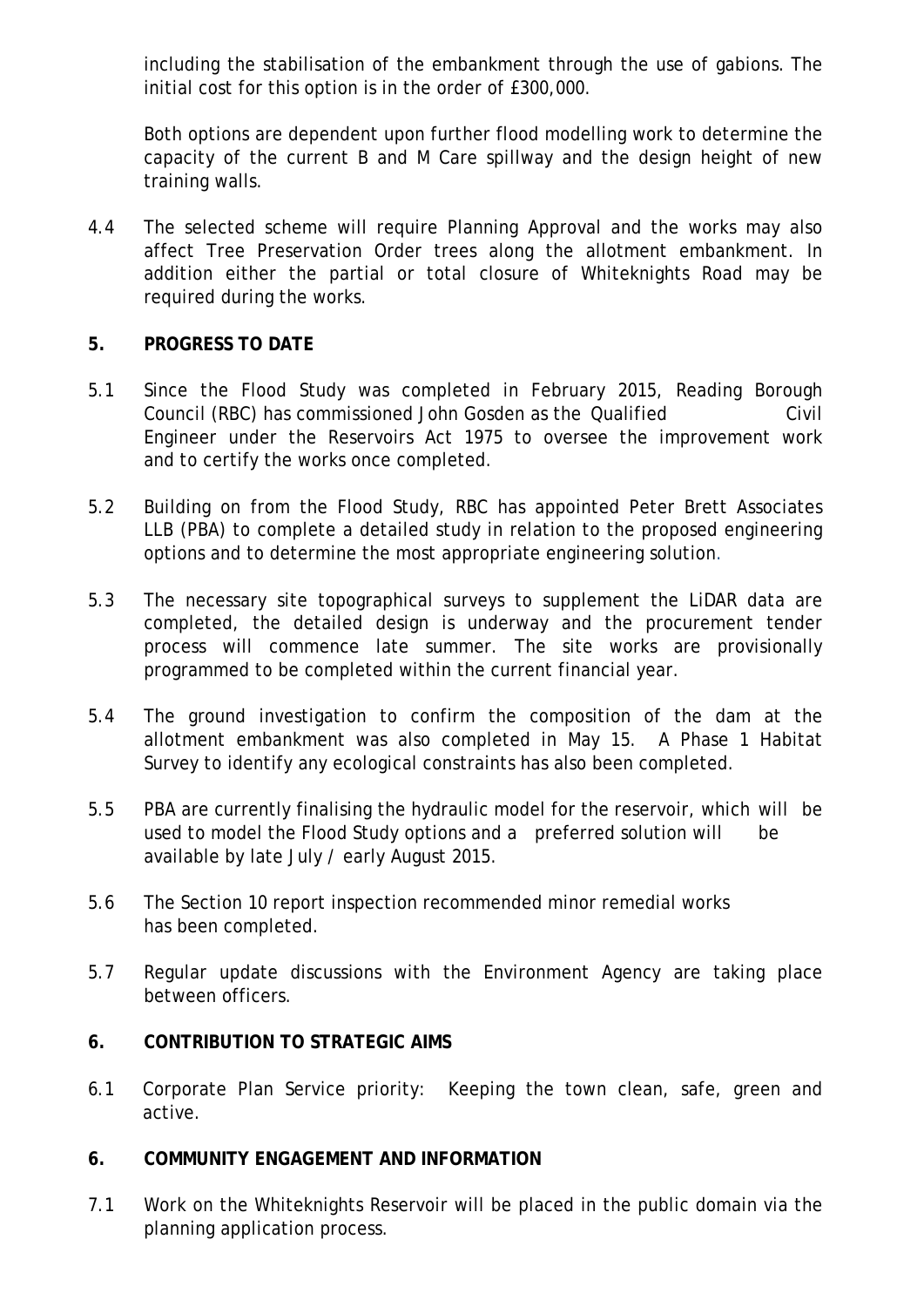including the stabilisation of the embankment through the use of gabions. The initial cost for this option is in the order of £300,000.

Both options are dependent upon further flood modelling work to determine the capacity of the current B and M Care spillway and the design height of new training walls.

4.4 The selected scheme will require Planning Approval and the works may also affect Tree Preservation Order trees along the allotment embankment. In addition either the partial or total closure of Whiteknights Road may be required during the works.

## 5. PROGRESS TO DATE

5.1 Since the Flood Study was completed in February 2015, Reading Borough Council (RBC) has commissioned John Gosden as the Qualified Civil Engineer under the Reservoirs Act 1975 to oversee the improvement work and to certify the works once completed.

5.2 Building on from the Flood Study, RBC has appointed Peter Brett Associates LLB (PBA) to complete a detailed study in relation to the proposed engineering options and to determine the most appropriate engineering solution.

5.3 The necessary site topographical surveys to supplement the LiDAR data are completed, the detailed design is underway and the procurement tender process will commence late summer. The site works are provisionally programmed to be completed within the current financial year.

5.4 The ground investigation to confirm the composition of the dam at the allotment embankment was also completed in May 15. A Phase 1 Habitat Survey to identify any ecological constraints has also been completed.

5.5 PBA are currently finalising the hydraulic model for the reservoir, which will be used to model the Flood Study options and a preferred solution will be available by late July / early August 2015.

5.6 The Section 10 report inspection recommended minor remedial works has been completed.

5.7 Regular update discussions with the Environment Agency are taking place between officers.

## 6. CONTRIBUTION TO STRATEGIC AIMS

6.1 Corporate Plan Service priority: Keeping the town clean, safe, green and active.

## 6. COMMUNITY ENGAGEMENT AND INFORMATION

7.1 Work on the Whiteknights Reservoir will be placed in the public domain via the planning application process.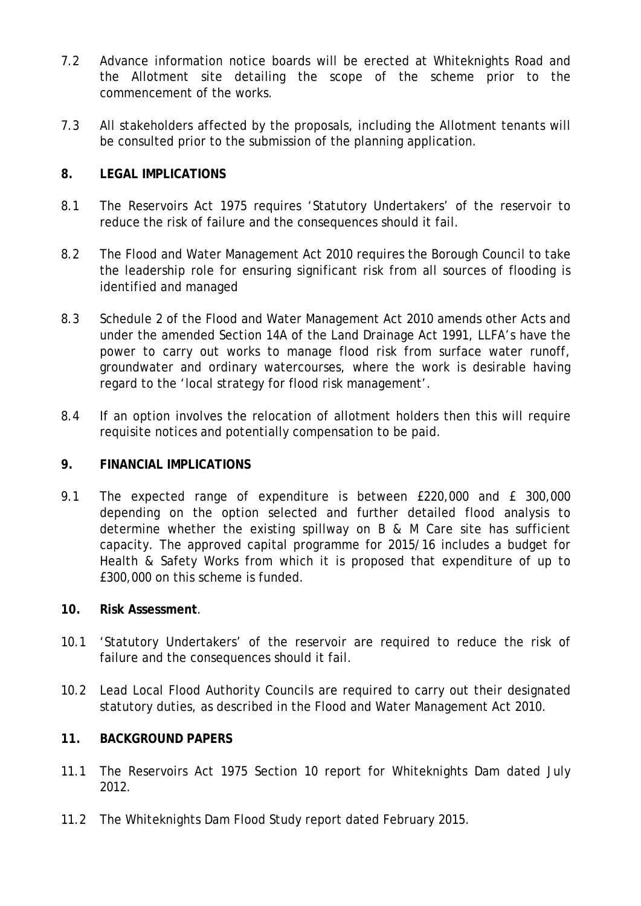7.2 Advance information notice boards will be erected at Whiteknights Road and the Allotment site detailing the scope of the scheme prior to the commencement of the works.

7.3 All stakeholders affected by the proposals, including the Allotment tenants will be consulted prior to the submission of the planning application.

## 8. LEGAL IMPLICATIONS

8.1 The Reservoirs Act 1975 requires 'Statutory Undertakers' of the reservoir to reduce the risk of failure and the consequences should it fail.

8.2 The Flood and Water Management Act 2010 requires the Borough Council to take the leadership role for ensuring significant risk from all sources of flooding is identified and managed

8.3 Schedule 2 of the Flood and Water Management Act 2010 amends other Acts and under the amended Section 14A of the Land Drainage Act 1991, LLFA's have the power to carry out works to manage flood risk from surface water runoff, groundwater and ordinary watercourses, where the work is desirable having regard to the 'local strategy for flood risk management'.

8.4 If an option involves the relocation of allotment holders then this will require requisite notices and potentially compensation to be paid.

## 9. FINANCIAL IMPLICATIONS

9.1 The expected range of expenditure is between £220,000 and £ 300,000 depending on the option selected and further detailed flood analysis to determine whether the existing spillway on B & M Care site has sufficient capacity. The approved capital programme for 2015/16 includes a budget for Health & Safety Works from which it is proposed that expenditure of up to £300,000 on this scheme is funded.

## 10. Risk Assessment.

10.1 'Statutory Undertakers' of the reservoir are required to reduce the risk of failure and the consequences should it fail.

10.2 Lead Local Flood Authority Councils are required to carry out their designated statutory duties, as described in the Flood and Water Management Act 2010.

## 11. BACKGROUND PAPERS

11.1 The Reservoirs Act 1975 Section 10 report for Whiteknights Dam dated July 2012.

11.2 The Whiteknights Dam Flood Study report dated February 2015.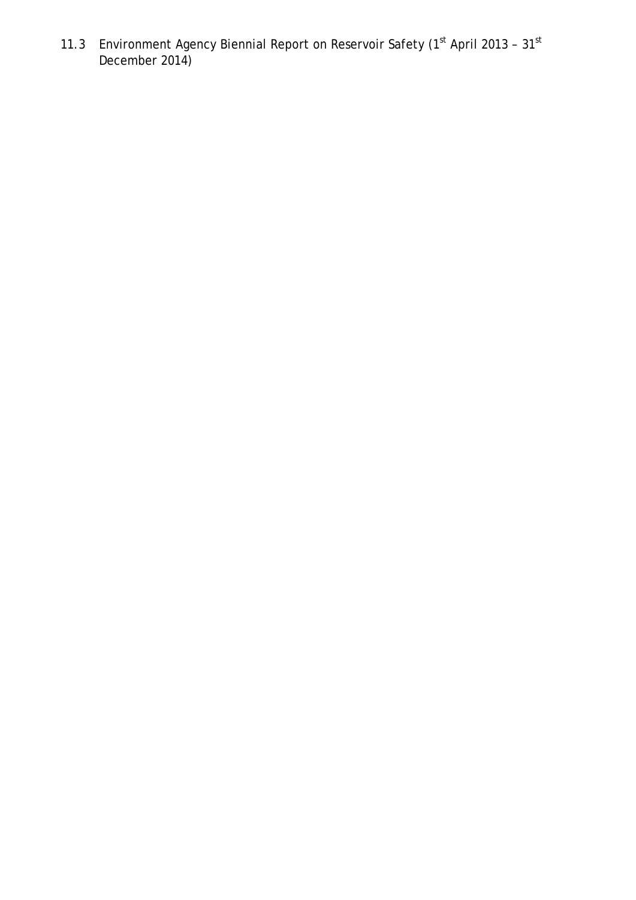11.3 Environment Agency Biennial Report on Reservoir Safety (1st April 2013 – 31st December 2014)